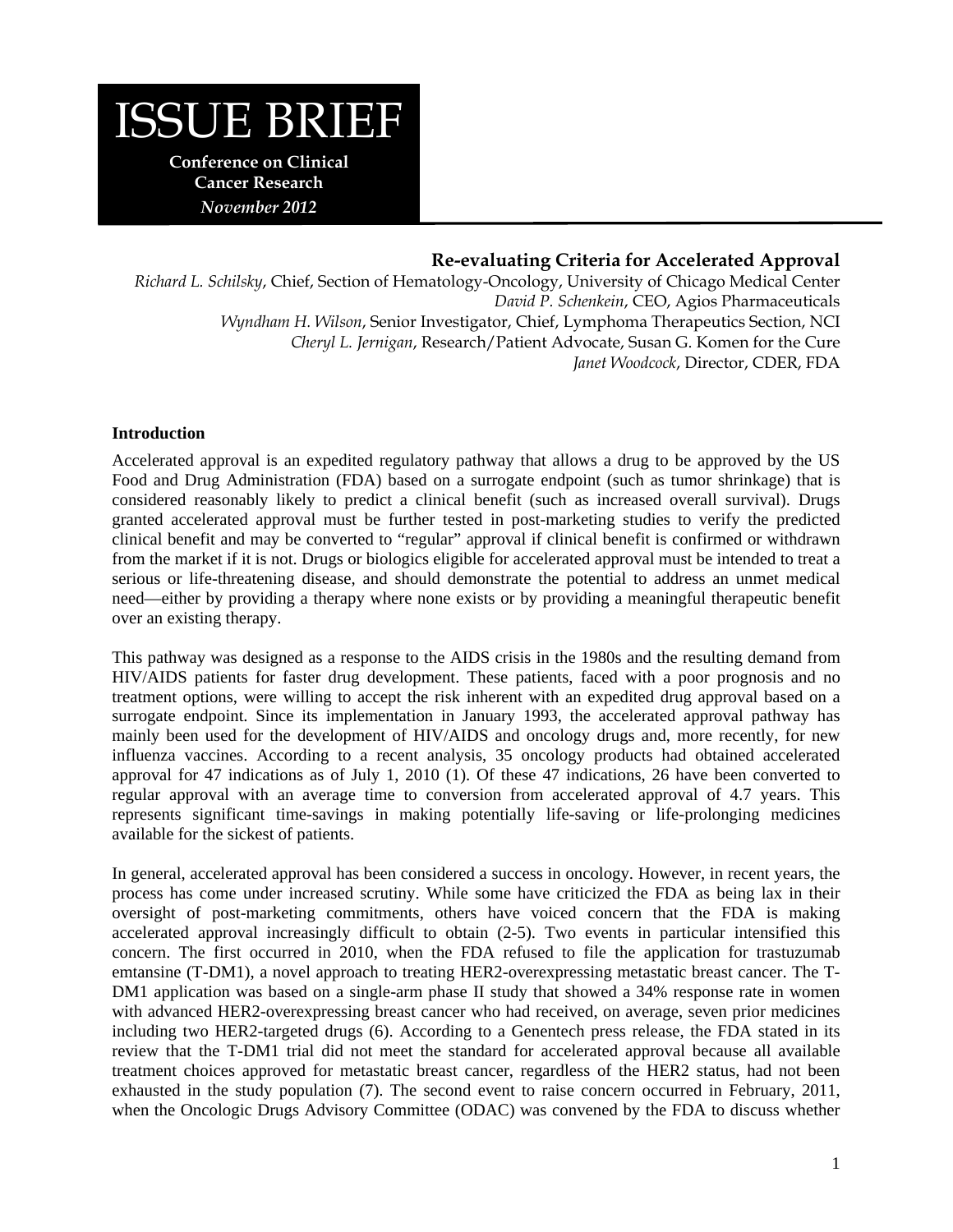# ISSUE BRIEF

**Conference on Clinical Cancer Research**

***November 2012***

## Re-evaluating Criteria for Accelerated Approval

*Richard L. Schilsky*, Chief, Section of Hematology-Oncology, University of Chicago Medical Center
*David P. Schenkein*, CEO, Agios Pharmaceuticals
*Wyndham H. Wilson*, Senior Investigator, Chief, Lymphoma Therapeutics Section, NCI
*Cheryl L. Jernigan*, Research/Patient Advocate, Susan G. Komen for the Cure
*Janet Woodcock*, Director, CDER, FDA

### Introduction

Accelerated approval is an expedited regulatory pathway that allows a drug to be approved by the US Food and Drug Administration (FDA) based on a surrogate endpoint (such as tumor shrinkage) that is considered reasonably likely to predict a clinical benefit (such as increased overall survival). Drugs granted accelerated approval must be further tested in post-marketing studies to verify the predicted clinical benefit and may be converted to "regular" approval if clinical benefit is confirmed or withdrawn from the market if it is not. Drugs or biologics eligible for accelerated approval must be intended to treat a serious or life-threatening disease, and should demonstrate the potential to address an unmet medical need—either by providing a therapy where none exists or by providing a meaningful therapeutic benefit over an existing therapy.

This pathway was designed as a response to the AIDS crisis in the 1980s and the resulting demand from HIV/AIDS patients for faster drug development. These patients, faced with a poor prognosis and no treatment options, were willing to accept the risk inherent with an expedited drug approval based on a surrogate endpoint. Since its implementation in January 1993, the accelerated approval pathway has mainly been used for the development of HIV/AIDS and oncology drugs and, more recently, for new influenza vaccines. According to a recent analysis, 35 oncology products had obtained accelerated approval for 47 indications as of July 1, 2010 (1). Of these 47 indications, 26 have been converted to regular approval with an average time to conversion from accelerated approval of 4.7 years. This represents significant time-savings in making potentially life-saving or life-prolonging medicines available for the sickest of patients.

In general, accelerated approval has been considered a success in oncology. However, in recent years, the process has come under increased scrutiny. While some have criticized the FDA as being lax in their oversight of post-marketing commitments, others have voiced concern that the FDA is making accelerated approval increasingly difficult to obtain (2-5). Two events in particular intensified this concern. The first occurred in 2010, when the FDA refused to file the application for trastuzumab emtansine (T-DM1), a novel approach to treating HER2-overexpressing metastatic breast cancer. The T-DM1 application was based on a single-arm phase II study that showed a 34% response rate in women with advanced HER2-overexpressing breast cancer who had received, on average, seven prior medicines including two HER2-targeted drugs (6). According to a Genentech press release, the FDA stated in its review that the T-DM1 trial did not meet the standard for accelerated approval because all available treatment choices approved for metastatic breast cancer, regardless of the HER2 status, had not been exhausted in the study population (7). The second event to raise concern occurred in February, 2011, when the Oncologic Drugs Advisory Committee (ODAC) was convened by the FDA to discuss whether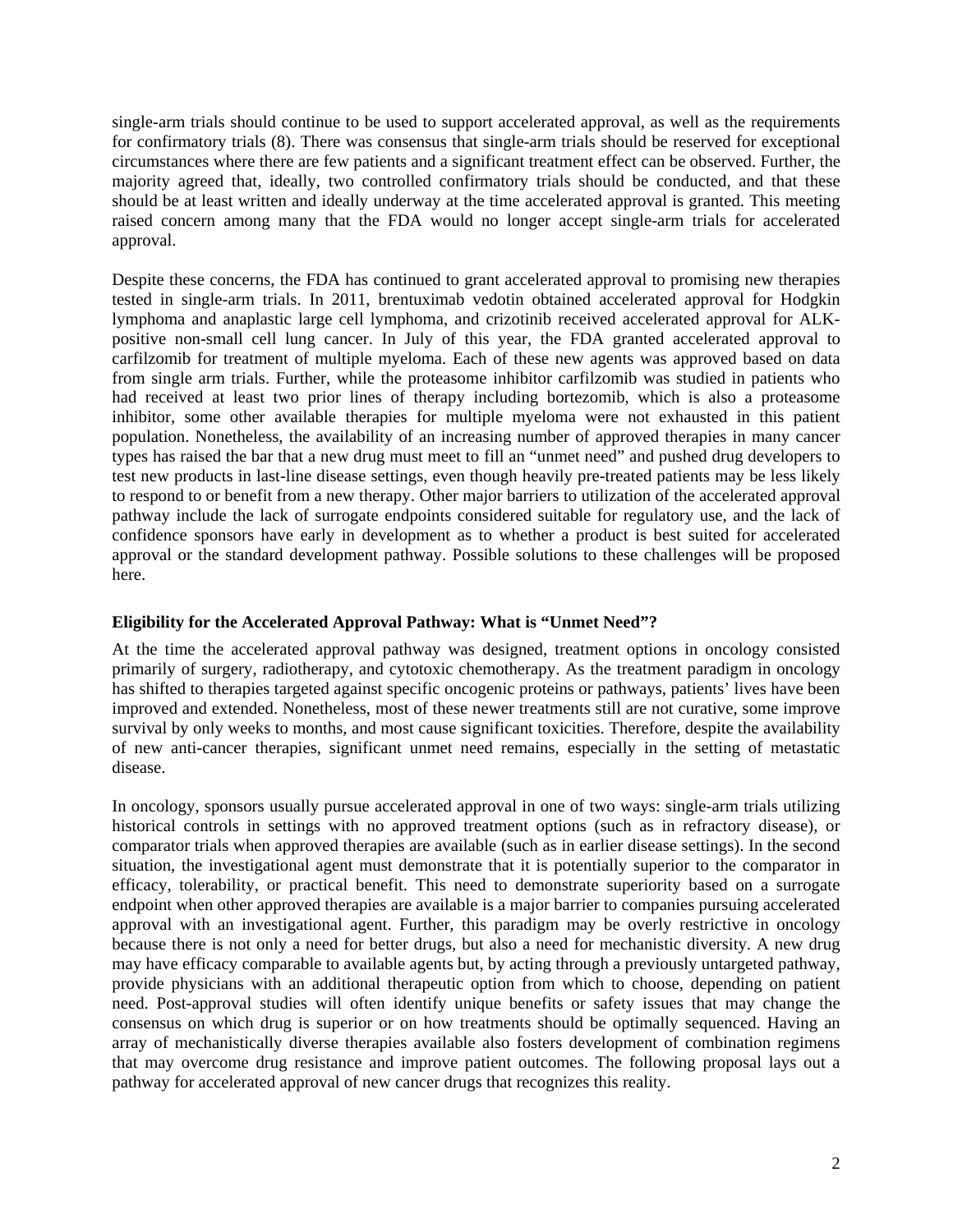single-arm trials should continue to be used to support accelerated approval, as well as the requirements for confirmatory trials (8). There was consensus that single-arm trials should be reserved for exceptional circumstances where there are few patients and a significant treatment effect can be observed. Further, the majority agreed that, ideally, two controlled confirmatory trials should be conducted, and that these should be at least written and ideally underway at the time accelerated approval is granted. This meeting raised concern among many that the FDA would no longer accept single-arm trials for accelerated approval.

Despite these concerns, the FDA has continued to grant accelerated approval to promising new therapies tested in single-arm trials. In 2011, brentuximab vedotin obtained accelerated approval for Hodgkin lymphoma and anaplastic large cell lymphoma, and crizotinib received accelerated approval for ALK-positive non-small cell lung cancer. In July of this year, the FDA granted accelerated approval to carfilzomib for treatment of multiple myeloma. Each of these new agents was approved based on data from single arm trials. Further, while the proteasome inhibitor carfilzomib was studied in patients who had received at least two prior lines of therapy including bortezomib, which is also a proteasome inhibitor, some other available therapies for multiple myeloma were not exhausted in this patient population. Nonetheless, the availability of an increasing number of approved therapies in many cancer types has raised the bar that a new drug must meet to fill an "unmet need" and pushed drug developers to test new products in last-line disease settings, even though heavily pre-treated patients may be less likely to respond to or benefit from a new therapy. Other major barriers to utilization of the accelerated approval pathway include the lack of surrogate endpoints considered suitable for regulatory use, and the lack of confidence sponsors have early in development as to whether a product is best suited for accelerated approval or the standard development pathway. Possible solutions to these challenges will be proposed here.

### Eligibility for the Accelerated Approval Pathway: What is "Unmet Need"?

At the time the accelerated approval pathway was designed, treatment options in oncology consisted primarily of surgery, radiotherapy, and cytotoxic chemotherapy. As the treatment paradigm in oncology has shifted to therapies targeted against specific oncogenic proteins or pathways, patients' lives have been improved and extended. Nonetheless, most of these newer treatments still are not curative, some improve survival by only weeks to months, and most cause significant toxicities. Therefore, despite the availability of new anti-cancer therapies, significant unmet need remains, especially in the setting of metastatic disease.

In oncology, sponsors usually pursue accelerated approval in one of two ways: single-arm trials utilizing historical controls in settings with no approved treatment options (such as in refractory disease), or comparator trials when approved therapies are available (such as in earlier disease settings). In the second situation, the investigational agent must demonstrate that it is potentially superior to the comparator in efficacy, tolerability, or practical benefit. This need to demonstrate superiority based on a surrogate endpoint when other approved therapies are available is a major barrier to companies pursuing accelerated approval with an investigational agent. Further, this paradigm may be overly restrictive in oncology because there is not only a need for better drugs, but also a need for mechanistic diversity. A new drug may have efficacy comparable to available agents but, by acting through a previously untargeted pathway, provide physicians with an additional therapeutic option from which to choose, depending on patient need. Post-approval studies will often identify unique benefits or safety issues that may change the consensus on which drug is superior or on how treatments should be optimally sequenced. Having an array of mechanistically diverse therapies available also fosters development of combination regimens that may overcome drug resistance and improve patient outcomes. The following proposal lays out a pathway for accelerated approval of new cancer drugs that recognizes this reality.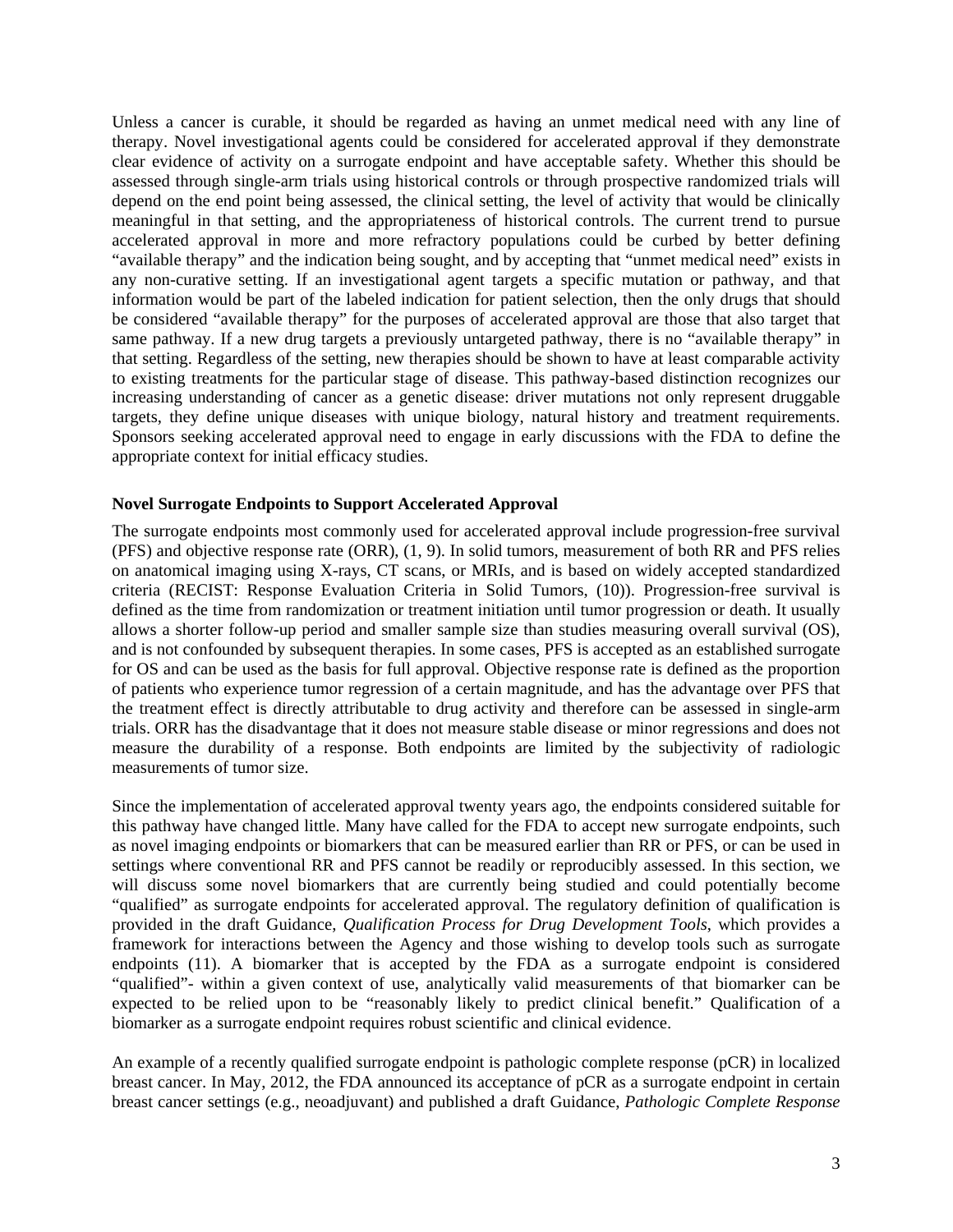Unless a cancer is curable, it should be regarded as having an unmet medical need with any line of therapy. Novel investigational agents could be considered for accelerated approval if they demonstrate clear evidence of activity on a surrogate endpoint and have acceptable safety. Whether this should be assessed through single-arm trials using historical controls or through prospective randomized trials will depend on the end point being assessed, the clinical setting, the level of activity that would be clinically meaningful in that setting, and the appropriateness of historical controls. The current trend to pursue accelerated approval in more and more refractory populations could be curbed by better defining "available therapy" and the indication being sought, and by accepting that "unmet medical need" exists in any non-curative setting. If an investigational agent targets a specific mutation or pathway, and that information would be part of the labeled indication for patient selection, then the only drugs that should be considered "available therapy" for the purposes of accelerated approval are those that also target that same pathway. If a new drug targets a previously untargeted pathway, there is no "available therapy" in that setting. Regardless of the setting, new therapies should be shown to have at least comparable activity to existing treatments for the particular stage of disease. This pathway-based distinction recognizes our increasing understanding of cancer as a genetic disease: driver mutations not only represent druggable targets, they define unique diseases with unique biology, natural history and treatment requirements. Sponsors seeking accelerated approval need to engage in early discussions with the FDA to define the appropriate context for initial efficacy studies.

**Novel Surrogate Endpoints to Support Accelerated Approval**

The surrogate endpoints most commonly used for accelerated approval include progression-free survival (PFS) and objective response rate (ORR), (1, 9). In solid tumors, measurement of both RR and PFS relies on anatomical imaging using X-rays, CT scans, or MRIs, and is based on widely accepted standardized criteria (RECIST: Response Evaluation Criteria in Solid Tumors, (10)). Progression-free survival is defined as the time from randomization or treatment initiation until tumor progression or death. It usually allows a shorter follow-up period and smaller sample size than studies measuring overall survival (OS), and is not confounded by subsequent therapies. In some cases, PFS is accepted as an established surrogate for OS and can be used as the basis for full approval. Objective response rate is defined as the proportion of patients who experience tumor regression of a certain magnitude, and has the advantage over PFS that the treatment effect is directly attributable to drug activity and therefore can be assessed in single-arm trials. ORR has the disadvantage that it does not measure stable disease or minor regressions and does not measure the durability of a response. Both endpoints are limited by the subjectivity of radiologic measurements of tumor size.

Since the implementation of accelerated approval twenty years ago, the endpoints considered suitable for this pathway have changed little. Many have called for the FDA to accept new surrogate endpoints, such as novel imaging endpoints or biomarkers that can be measured earlier than RR or PFS, or can be used in settings where conventional RR and PFS cannot be readily or reproducibly assessed. In this section, we will discuss some novel biomarkers that are currently being studied and could potentially become "qualified" as surrogate endpoints for accelerated approval. The regulatory definition of qualification is provided in the draft Guidance, *Qualification Process for Drug Development Tools*, which provides a framework for interactions between the Agency and those wishing to develop tools such as surrogate endpoints (11). A biomarker that is accepted by the FDA as a surrogate endpoint is considered "qualified"- within a given context of use, analytically valid measurements of that biomarker can be expected to be relied upon to be "reasonably likely to predict clinical benefit." Qualification of a biomarker as a surrogate endpoint requires robust scientific and clinical evidence.

An example of a recently qualified surrogate endpoint is pathologic complete response (pCR) in localized breast cancer. In May, 2012, the FDA announced its acceptance of pCR as a surrogate endpoint in certain breast cancer settings (e.g., neoadjuvant) and published a draft Guidance, *Pathologic Complete Response*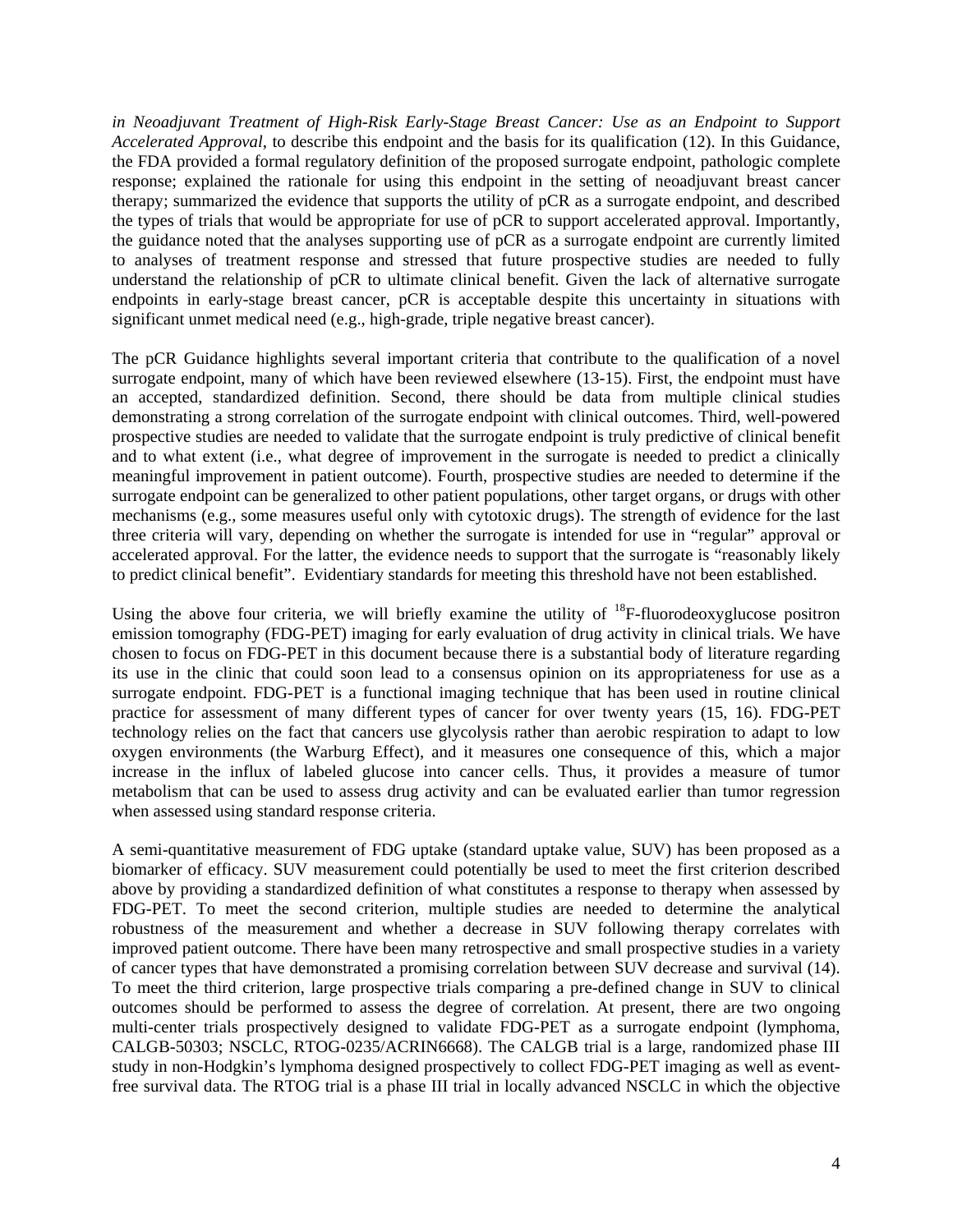*in Neoadjuvant Treatment of High-Risk Early-Stage Breast Cancer: Use as an Endpoint to Support Accelerated Approval*, to describe this endpoint and the basis for its qualification (12). In this Guidance, the FDA provided a formal regulatory definition of the proposed surrogate endpoint, pathologic complete response; explained the rationale for using this endpoint in the setting of neoadjuvant breast cancer therapy; summarized the evidence that supports the utility of pCR as a surrogate endpoint, and described the types of trials that would be appropriate for use of pCR to support accelerated approval. Importantly, the guidance noted that the analyses supporting use of pCR as a surrogate endpoint are currently limited to analyses of treatment response and stressed that future prospective studies are needed to fully understand the relationship of pCR to ultimate clinical benefit. Given the lack of alternative surrogate endpoints in early-stage breast cancer, pCR is acceptable despite this uncertainty in situations with significant unmet medical need (e.g., high-grade, triple negative breast cancer).

The pCR Guidance highlights several important criteria that contribute to the qualification of a novel surrogate endpoint, many of which have been reviewed elsewhere (13-15). First, the endpoint must have an accepted, standardized definition. Second, there should be data from multiple clinical studies demonstrating a strong correlation of the surrogate endpoint with clinical outcomes. Third, well-powered prospective studies are needed to validate that the surrogate endpoint is truly predictive of clinical benefit and to what extent (i.e., what degree of improvement in the surrogate is needed to predict a clinically meaningful improvement in patient outcome). Fourth, prospective studies are needed to determine if the surrogate endpoint can be generalized to other patient populations, other target organs, or drugs with other mechanisms (e.g., some measures useful only with cytotoxic drugs). The strength of evidence for the last three criteria will vary, depending on whether the surrogate is intended for use in "regular" approval or accelerated approval. For the latter, the evidence needs to support that the surrogate is "reasonably likely to predict clinical benefit". Evidentiary standards for meeting this threshold have not been established.

Using the above four criteria, we will briefly examine the utility of $^{18}$F-fluorodeoxyglucose positron emission tomography (FDG-PET) imaging for early evaluation of drug activity in clinical trials. We have chosen to focus on FDG-PET in this document because there is a substantial body of literature regarding its use in the clinic that could soon lead to a consensus opinion on its appropriateness for use as a surrogate endpoint. FDG-PET is a functional imaging technique that has been used in routine clinical practice for assessment of many different types of cancer for over twenty years (15, 16). FDG-PET technology relies on the fact that cancers use glycolysis rather than aerobic respiration to adapt to low oxygen environments (the Warburg Effect), and it measures one consequence of this, which a major increase in the influx of labeled glucose into cancer cells. Thus, it provides a measure of tumor metabolism that can be used to assess drug activity and can be evaluated earlier than tumor regression when assessed using standard response criteria.

A semi-quantitative measurement of FDG uptake (standard uptake value, SUV) has been proposed as a biomarker of efficacy. SUV measurement could potentially be used to meet the first criterion described above by providing a standardized definition of what constitutes a response to therapy when assessed by FDG-PET. To meet the second criterion, multiple studies are needed to determine the analytical robustness of the measurement and whether a decrease in SUV following therapy correlates with improved patient outcome. There have been many retrospective and small prospective studies in a variety of cancer types that have demonstrated a promising correlation between SUV decrease and survival (14). To meet the third criterion, large prospective trials comparing a pre-defined change in SUV to clinical outcomes should be performed to assess the degree of correlation. At present, there are two ongoing multi-center trials prospectively designed to validate FDG-PET as a surrogate endpoint (lymphoma, CALGB-50303; NSCLC, RTOG-0235/ACRIN6668). The CALGB trial is a large, randomized phase III study in non-Hodgkin's lymphoma designed prospectively to collect FDG-PET imaging as well as event-free survival data. The RTOG trial is a phase III trial in locally advanced NSCLC in which the objective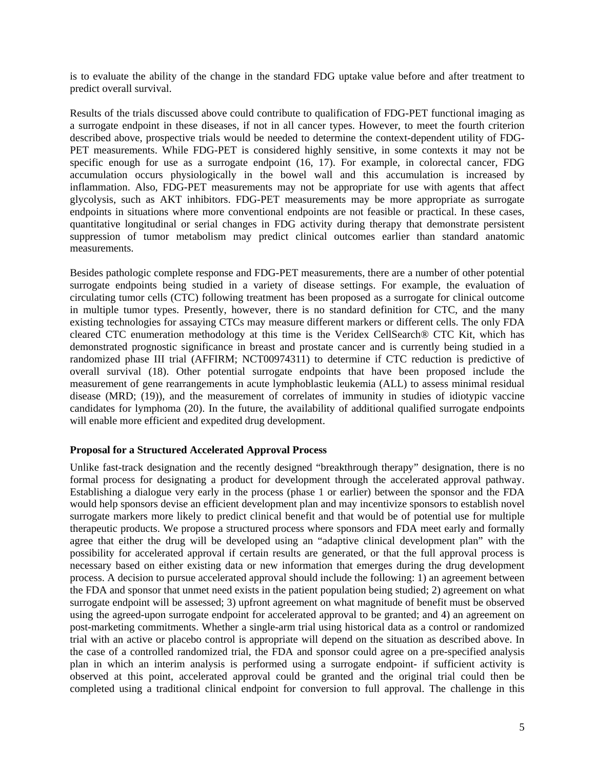is to evaluate the ability of the change in the standard FDG uptake value before and after treatment to predict overall survival.

Results of the trials discussed above could contribute to qualification of FDG-PET functional imaging as a surrogate endpoint in these diseases, if not in all cancer types. However, to meet the fourth criterion described above, prospective trials would be needed to determine the context-dependent utility of FDG-PET measurements. While FDG-PET is considered highly sensitive, in some contexts it may not be specific enough for use as a surrogate endpoint (16, 17). For example, in colorectal cancer, FDG accumulation occurs physiologically in the bowel wall and this accumulation is increased by inflammation. Also, FDG-PET measurements may not be appropriate for use with agents that affect glycolysis, such as AKT inhibitors. FDG-PET measurements may be more appropriate as surrogate endpoints in situations where more conventional endpoints are not feasible or practical. In these cases, quantitative longitudinal or serial changes in FDG activity during therapy that demonstrate persistent suppression of tumor metabolism may predict clinical outcomes earlier than standard anatomic measurements.

Besides pathologic complete response and FDG-PET measurements, there are a number of other potential surrogate endpoints being studied in a variety of disease settings. For example, the evaluation of circulating tumor cells (CTC) following treatment has been proposed as a surrogate for clinical outcome in multiple tumor types. Presently, however, there is no standard definition for CTC, and the many existing technologies for assaying CTCs may measure different markers or different cells. The only FDA cleared CTC enumeration methodology at this time is the Veridex CellSearch® CTC Kit, which has demonstrated prognostic significance in breast and prostate cancer and is currently being studied in a randomized phase III trial (AFFIRM; NCT00974311) to determine if CTC reduction is predictive of overall survival (18). Other potential surrogate endpoints that have been proposed include the measurement of gene rearrangements in acute lymphoblastic leukemia (ALL) to assess minimal residual disease (MRD; (19)), and the measurement of correlates of immunity in studies of idiotypic vaccine candidates for lymphoma (20). In the future, the availability of additional qualified surrogate endpoints will enable more efficient and expedited drug development.

**Proposal for a Structured Accelerated Approval Process**

Unlike fast-track designation and the recently designed "breakthrough therapy" designation, there is no formal process for designating a product for development through the accelerated approval pathway. Establishing a dialogue very early in the process (phase 1 or earlier) between the sponsor and the FDA would help sponsors devise an efficient development plan and may incentivize sponsors to establish novel surrogate markers more likely to predict clinical benefit and that would be of potential use for multiple therapeutic products. We propose a structured process where sponsors and FDA meet early and formally agree that either the drug will be developed using an "adaptive clinical development plan" with the possibility for accelerated approval if certain results are generated, or that the full approval process is necessary based on either existing data or new information that emerges during the drug development process. A decision to pursue accelerated approval should include the following: 1) an agreement between the FDA and sponsor that unmet need exists in the patient population being studied; 2) agreement on what surrogate endpoint will be assessed; 3) upfront agreement on what magnitude of benefit must be observed using the agreed-upon surrogate endpoint for accelerated approval to be granted; and 4) an agreement on post-marketing commitments. Whether a single-arm trial using historical data as a control or randomized trial with an active or placebo control is appropriate will depend on the situation as described above. In the case of a controlled randomized trial, the FDA and sponsor could agree on a pre-specified analysis plan in which an interim analysis is performed using a surrogate endpoint- if sufficient activity is observed at this point, accelerated approval could be granted and the original trial could then be completed using a traditional clinical endpoint for conversion to full approval. The challenge in this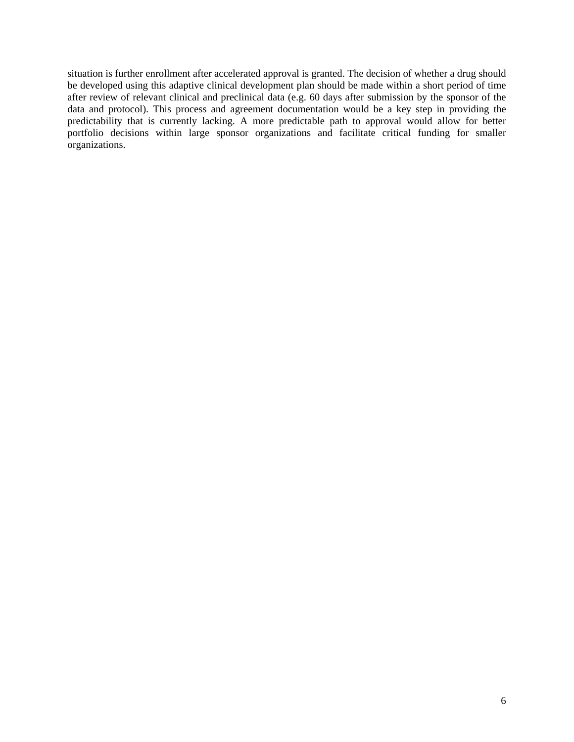situation is further enrollment after accelerated approval is granted. The decision of whether a drug should be developed using this adaptive clinical development plan should be made within a short period of time after review of relevant clinical and preclinical data (e.g. 60 days after submission by the sponsor of the data and protocol). This process and agreement documentation would be a key step in providing the predictability that is currently lacking. A more predictable path to approval would allow for better portfolio decisions within large sponsor organizations and facilitate critical funding for smaller organizations.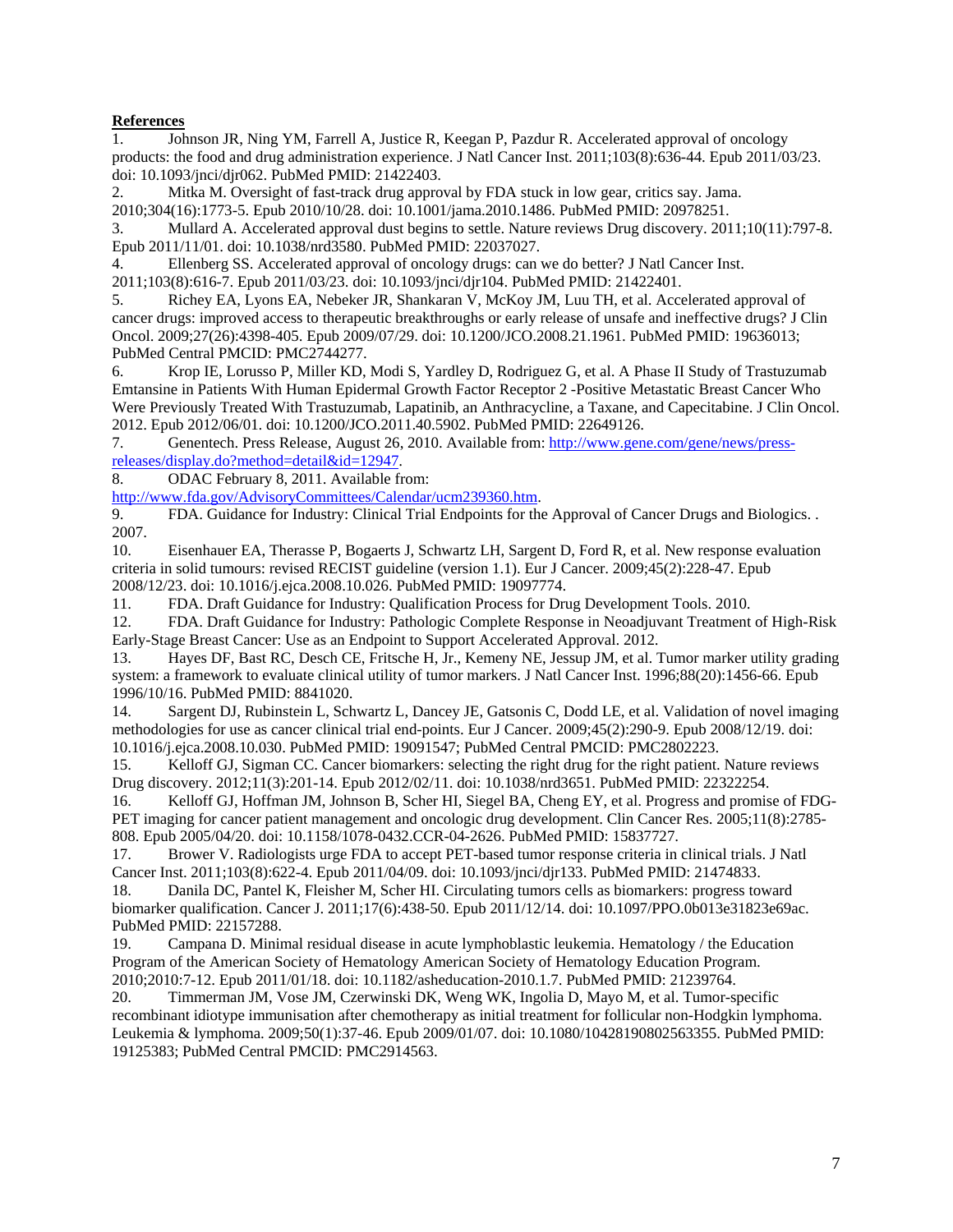**References**

1. Johnson JR, Ning YM, Farrell A, Justice R, Keegan P, Pazdur R. Accelerated approval of oncology products: the food and drug administration experience. J Natl Cancer Inst. 2011;103(8):636-44. Epub 2011/03/23. doi: 10.1093/jnci/djr062. PubMed PMID: 21422403.
2. Mitka M. Oversight of fast-track drug approval by FDA stuck in low gear, critics say. Jama. 2010;304(16):1773-5. Epub 2010/10/28. doi: 10.1001/jama.2010.1486. PubMed PMID: 20978251.
3. Mullard A. Accelerated approval dust begins to settle. Nature reviews Drug discovery. 2011;10(11):797-8. Epub 2011/11/01. doi: 10.1038/nrd3580. PubMed PMID: 22037027.
4. Ellenberg SS. Accelerated approval of oncology drugs: can we do better? J Natl Cancer Inst. 2011;103(8):616-7. Epub 2011/03/23. doi: 10.1093/jnci/djr104. PubMed PMID: 21422401.
5. Richey EA, Lyons EA, Nebeker JR, Shankaran V, McKoy JM, Luu TH, et al. Accelerated approval of cancer drugs: improved access to therapeutic breakthroughs or early release of unsafe and ineffective drugs? J Clin Oncol. 2009;27(26):4398-405. Epub 2009/07/29. doi: 10.1200/JCO.2008.21.1961. PubMed PMID: 19636013; PubMed Central PMCID: PMC2744277.
6. Krop IE, Lorusso P, Miller KD, Modi S, Yardley D, Rodriguez G, et al. A Phase II Study of Trastuzumab Emtansine in Patients With Human Epidermal Growth Factor Receptor 2 -Positive Metastatic Breast Cancer Who Were Previously Treated With Trastuzumab, Lapatinib, an Anthracycline, a Taxane, and Capecitabine. J Clin Oncol. 2012. Epub 2012/06/01. doi: 10.1200/JCO.2011.40.5902. PubMed PMID: 22649126.
7. Genentech. Press Release, August 26, 2010. Available from: http://www.gene.com/gene/news/press-releases/display.do?method=detail&id=12947.
8. ODAC February 8, 2011. Available from: http://www.fda.gov/AdvisoryCommittees/Calendar/ucm239360.htm.
9. FDA. Guidance for Industry: Clinical Trial Endpoints for the Approval of Cancer Drugs and Biologics. . 2007.
10. Eisenhauer EA, Therasse P, Bogaerts J, Schwartz LH, Sargent D, Ford R, et al. New response evaluation criteria in solid tumours: revised RECIST guideline (version 1.1). Eur J Cancer. 2009;45(2):228-47. Epub 2008/12/23. doi: 10.1016/j.ejca.2008.10.026. PubMed PMID: 19097774.
11. FDA. Draft Guidance for Industry: Qualification Process for Drug Development Tools. 2010.
12. FDA. Draft Guidance for Industry: Pathologic Complete Response in Neoadjuvant Treatment of High-Risk Early-Stage Breast Cancer: Use as an Endpoint to Support Accelerated Approval. 2012.
13. Hayes DF, Bast RC, Desch CE, Fritsche H, Jr., Kemeny NE, Jessup JM, et al. Tumor marker utility grading system: a framework to evaluate clinical utility of tumor markers. J Natl Cancer Inst. 1996;88(20):1456-66. Epub 1996/10/16. PubMed PMID: 8841020.
14. Sargent DJ, Rubinstein L, Schwartz L, Dancey JE, Gatsonis C, Dodd LE, et al. Validation of novel imaging methodologies for use as cancer clinical trial end-points. Eur J Cancer. 2009;45(2):290-9. Epub 2008/12/19. doi: 10.1016/j.ejca.2008.10.030. PubMed PMID: 19091547; PubMed Central PMCID: PMC2802223.
15. Kelloff GJ, Sigman CC. Cancer biomarkers: selecting the right drug for the right patient. Nature reviews Drug discovery. 2012;11(3):201-14. Epub 2012/02/11. doi: 10.1038/nrd3651. PubMed PMID: 22322254.
16. Kelloff GJ, Hoffman JM, Johnson B, Scher HI, Siegel BA, Cheng EY, et al. Progress and promise of FDG-PET imaging for cancer patient management and oncologic drug development. Clin Cancer Res. 2005;11(8):2785-808. Epub 2005/04/20. doi: 10.1158/1078-0432.CCR-04-2626. PubMed PMID: 15837727.
17. Brower V. Radiologists urge FDA to accept PET-based tumor response criteria in clinical trials. J Natl Cancer Inst. 2011;103(8):622-4. Epub 2011/04/09. doi: 10.1093/jnci/djr133. PubMed PMID: 21474833.
18. Danila DC, Pantel K, Fleisher M, Scher HI. Circulating tumors cells as biomarkers: progress toward biomarker qualification. Cancer J. 2011;17(6):438-50. Epub 2011/12/14. doi: 10.1097/PPO.0b013e31823e69ac. PubMed PMID: 22157288.
19. Campana D. Minimal residual disease in acute lymphoblastic leukemia. Hematology / the Education Program of the American Society of Hematology American Society of Hematology Education Program. 2010;2010:7-12. Epub 2011/01/18. doi: 10.1182/asheducation-2010.1.7. PubMed PMID: 21239764.
20. Timmerman JM, Vose JM, Czerwinski DK, Weng WK, Ingolia D, Mayo M, et al. Tumor-specific recombinant idiotype immunisation after chemotherapy as initial treatment for follicular non-Hodgkin lymphoma. Leukemia & lymphoma. 2009;50(1):37-46. Epub 2009/01/07. doi: 10.1080/10428190802563355. PubMed PMID: 19125383; PubMed Central PMCID: PMC2914563.